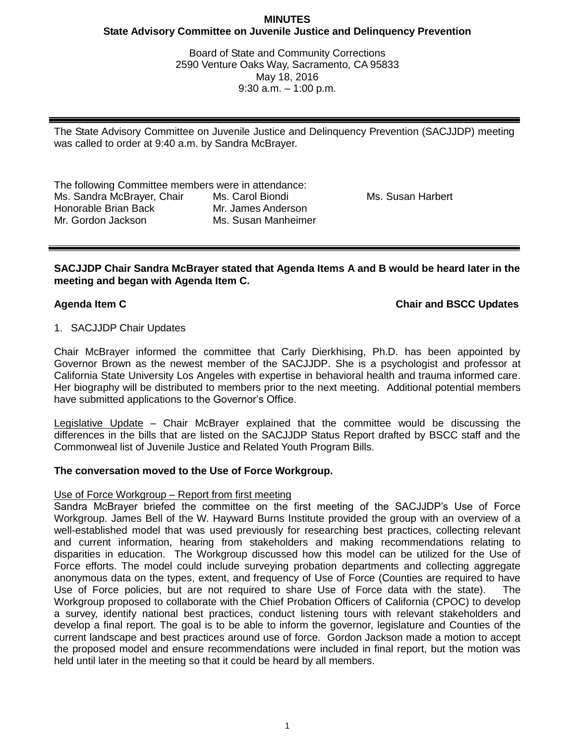**MINUTES**
**State Advisory Committee on Juvenile Justice and Delinquency Prevention**

Board of State and Community Corrections
2590 Venture Oaks Way, Sacramento, CA 95833
May 18, 2016
9:30 a.m. – 1:00 p.m.

---

The State Advisory Committee on Juvenile Justice and Delinquency Prevention (SACJJDP) meeting was called to order at 9:40 a.m. by Sandra McBrayer.

The following Committee members were in attendance:

| | | |
|---|---|---|
| Ms. Sandra McBrayer, Chair | Ms. Carol Biondi | Ms. Susan Harbert |
| Honorable Brian Back | Mr. James Anderson | |
| Mr. Gordon Jackson | Ms. Susan Manheimer | |

---

**SACJJDP Chair Sandra McBrayer stated that Agenda Items A and B would be heard later in the meeting and began with Agenda Item C.**

**Agenda Item C** **Chair and BSCC Updates**

1. SACJJDP Chair Updates

Chair McBrayer informed the committee that Carly Dierkhising, Ph.D. has been appointed by Governor Brown as the newest member of the SACJJDP. She is a psychologist and professor at California State University Los Angeles with expertise in behavioral health and trauma informed care. Her biography will be distributed to members prior to the next meeting. Additional potential members have submitted applications to the Governor's Office.

<u>Legislative Update</u> – Chair McBrayer explained that the committee would be discussing the differences in the bills that are listed on the SACJJDP Status Report drafted by BSCC staff and the Commonweal list of Juvenile Justice and Related Youth Program Bills.

**The conversation moved to the Use of Force Workgroup.**

<u>Use of Force Workgroup – Report from first meeting</u>

Sandra McBrayer briefed the committee on the first meeting of the SACJJDP's Use of Force Workgroup. James Bell of the W. Hayward Burns Institute provided the group with an overview of a well-established model that was used previously for researching best practices, collecting relevant and current information, hearing from stakeholders and making recommendations relating to disparities in education. The Workgroup discussed how this model can be utilized for the Use of Force efforts. The model could include surveying probation departments and collecting aggregate anonymous data on the types, extent, and frequency of Use of Force (Counties are required to have Use of Force policies, but are not required to share Use of Force data with the state). The Workgroup proposed to collaborate with the Chief Probation Officers of California (CPOC) to develop a survey, identify national best practices, conduct listening tours with relevant stakeholders and develop a final report. The goal is to be able to inform the governor, legislature and Counties of the current landscape and best practices around use of force. Gordon Jackson made a motion to accept the proposed model and ensure recommendations were included in final report, but the motion was held until later in the meeting so that it could be heard by all members.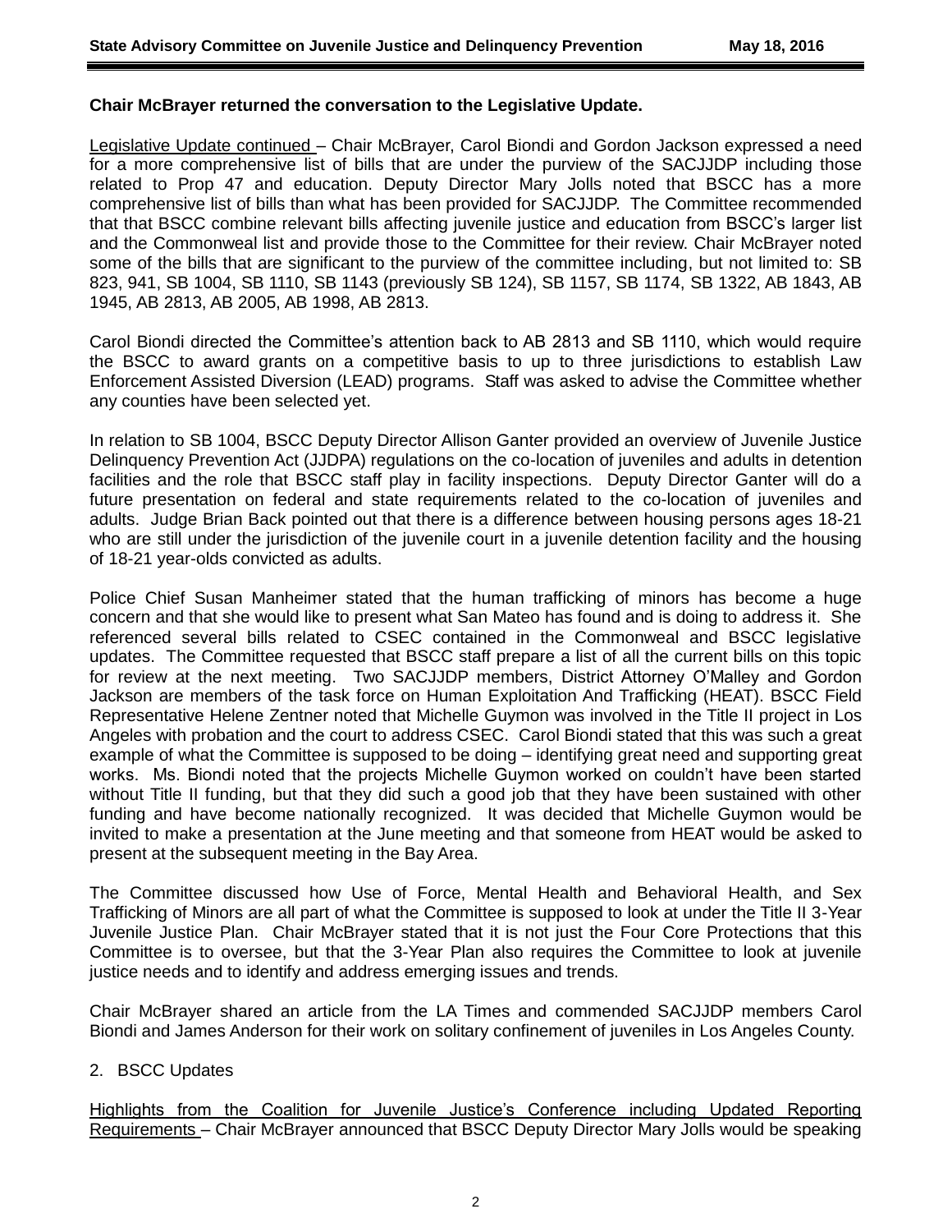**Chair McBrayer returned the conversation to the Legislative Update.**

Legislative Update continued – Chair McBrayer, Carol Biondi and Gordon Jackson expressed a need for a more comprehensive list of bills that are under the purview of the SACJJDP including those related to Prop 47 and education. Deputy Director Mary Jolls noted that BSCC has a more comprehensive list of bills than what has been provided for SACJJDP. The Committee recommended that that BSCC combine relevant bills affecting juvenile justice and education from BSCC's larger list and the Commonweal list and provide those to the Committee for their review. Chair McBrayer noted some of the bills that are significant to the purview of the committee including, but not limited to: SB 823, 941, SB 1004, SB 1110, SB 1143 (previously SB 124), SB 1157, SB 1174, SB 1322, AB 1843, AB 1945, AB 2813, AB 2005, AB 1998, AB 2813.

Carol Biondi directed the Committee's attention back to AB 2813 and SB 1110, which would require the BSCC to award grants on a competitive basis to up to three jurisdictions to establish Law Enforcement Assisted Diversion (LEAD) programs. Staff was asked to advise the Committee whether any counties have been selected yet.

In relation to SB 1004, BSCC Deputy Director Allison Ganter provided an overview of Juvenile Justice Delinquency Prevention Act (JJDPA) regulations on the co-location of juveniles and adults in detention facilities and the role that BSCC staff play in facility inspections. Deputy Director Ganter will do a future presentation on federal and state requirements related to the co-location of juveniles and adults. Judge Brian Back pointed out that there is a difference between housing persons ages 18-21 who are still under the jurisdiction of the juvenile court in a juvenile detention facility and the housing of 18-21 year-olds convicted as adults.

Police Chief Susan Manheimer stated that the human trafficking of minors has become a huge concern and that she would like to present what San Mateo has found and is doing to address it. She referenced several bills related to CSEC contained in the Commonweal and BSCC legislative updates. The Committee requested that BSCC staff prepare a list of all the current bills on this topic for review at the next meeting. Two SACJJDP members, District Attorney O'Malley and Gordon Jackson are members of the task force on Human Exploitation And Trafficking (HEAT). BSCC Field Representative Helene Zentner noted that Michelle Guymon was involved in the Title II project in Los Angeles with probation and the court to address CSEC. Carol Biondi stated that this was such a great example of what the Committee is supposed to be doing – identifying great need and supporting great works. Ms. Biondi noted that the projects Michelle Guymon worked on couldn't have been started without Title II funding, but that they did such a good job that they have been sustained with other funding and have become nationally recognized. It was decided that Michelle Guymon would be invited to make a presentation at the June meeting and that someone from HEAT would be asked to present at the subsequent meeting in the Bay Area.

The Committee discussed how Use of Force, Mental Health and Behavioral Health, and Sex Trafficking of Minors are all part of what the Committee is supposed to look at under the Title II 3-Year Juvenile Justice Plan. Chair McBrayer stated that it is not just the Four Core Protections that this Committee is to oversee, but that the 3-Year Plan also requires the Committee to look at juvenile justice needs and to identify and address emerging issues and trends.

Chair McBrayer shared an article from the LA Times and commended SACJJDP members Carol Biondi and James Anderson for their work on solitary confinement of juveniles in Los Angeles County.

2. BSCC Updates

Highlights from the Coalition for Juvenile Justice's Conference including Updated Reporting Requirements – Chair McBrayer announced that BSCC Deputy Director Mary Jolls would be speaking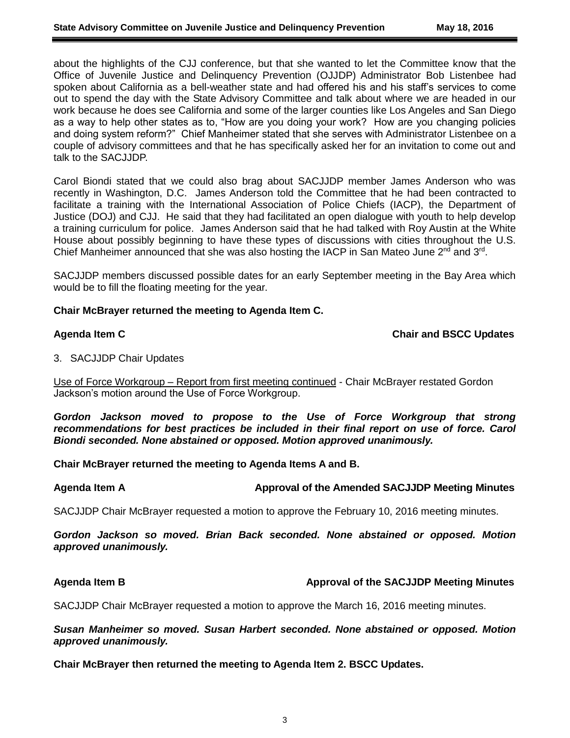about the highlights of the CJJ conference, but that she wanted to let the Committee know that the Office of Juvenile Justice and Delinquency Prevention (OJJDP) Administrator Bob Listenbee had spoken about California as a bell-weather state and had offered his and his staff's services to come out to spend the day with the State Advisory Committee and talk about where we are headed in our work because he does see California and some of the larger counties like Los Angeles and San Diego as a way to help other states as to, "How are you doing your work? How are you changing policies and doing system reform?" Chief Manheimer stated that she serves with Administrator Listenbee on a couple of advisory committees and that he has specifically asked her for an invitation to come out and talk to the SACJJDP.

Carol Biondi stated that we could also brag about SACJJDP member James Anderson who was recently in Washington, D.C. James Anderson told the Committee that he had been contracted to facilitate a training with the International Association of Police Chiefs (IACP), the Department of Justice (DOJ) and CJJ. He said that they had facilitated an open dialogue with youth to help develop a training curriculum for police. James Anderson said that he had talked with Roy Austin at the White House about possibly beginning to have these types of discussions with cities throughout the U.S. Chief Manheimer announced that she was also hosting the IACP in San Mateo June 2nd and 3rd.

SACJJDP members discussed possible dates for an early September meeting in the Bay Area which would be to fill the floating meeting for the year.

**Chair McBrayer returned the meeting to Agenda Item C.**

**Agenda Item C — Chair and BSCC Updates**

3. SACJJDP Chair Updates

Use of Force Workgroup – Report from first meeting continued - Chair McBrayer restated Gordon Jackson's motion around the Use of Force Workgroup.

***Gordon Jackson moved to propose to the Use of Force Workgroup that strong recommendations for best practices be included in their final report on use of force. Carol Biondi seconded. None abstained or opposed. Motion approved unanimously.***

**Chair McBrayer returned the meeting to Agenda Items A and B.**

**Agenda Item A — Approval of the Amended SACJJDP Meeting Minutes**

SACJJDP Chair McBrayer requested a motion to approve the February 10, 2016 meeting minutes.

***Gordon Jackson so moved. Brian Back seconded. None abstained or opposed. Motion approved unanimously.***

**Agenda Item B — Approval of the SACJJDP Meeting Minutes**

SACJJDP Chair McBrayer requested a motion to approve the March 16, 2016 meeting minutes.

***Susan Manheimer so moved. Susan Harbert seconded. None abstained or opposed. Motion approved unanimously.***

**Chair McBrayer then returned the meeting to Agenda Item 2. BSCC Updates.**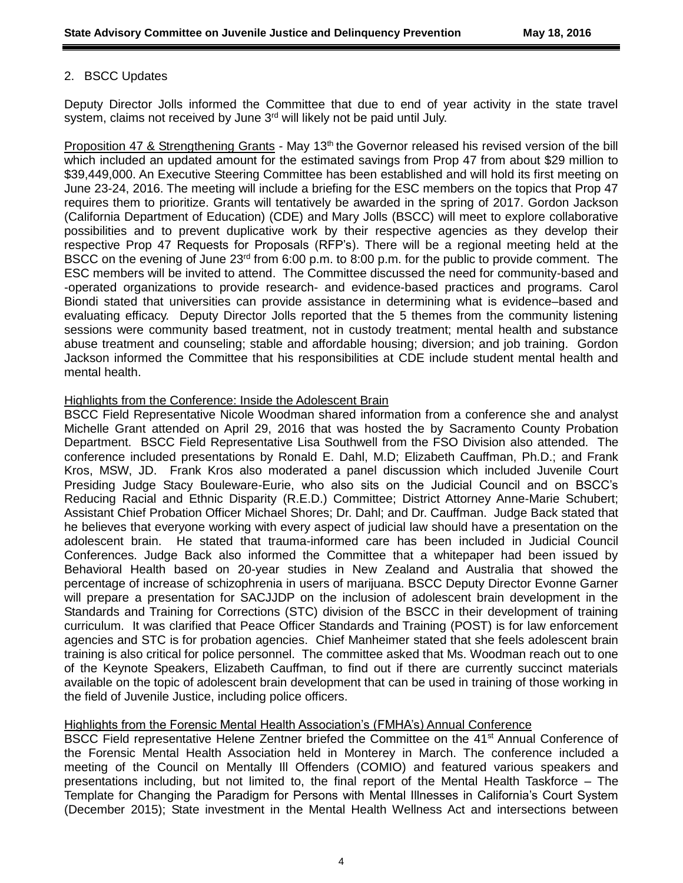2. BSCC Updates

Deputy Director Jolls informed the Committee that due to end of year activity in the state travel system, claims not received by June 3rd will likely not be paid until July.

Proposition 47 & Strengthening Grants - May 13th the Governor released his revised version of the bill which included an updated amount for the estimated savings from Prop 47 from about $29 million to $39,449,000. An Executive Steering Committee has been established and will hold its first meeting on June 23-24, 2016. The meeting will include a briefing for the ESC members on the topics that Prop 47 requires them to prioritize. Grants will tentatively be awarded in the spring of 2017. Gordon Jackson (California Department of Education) (CDE) and Mary Jolls (BSCC) will meet to explore collaborative possibilities and to prevent duplicative work by their respective agencies as they develop their respective Prop 47 Requests for Proposals (RFP's). There will be a regional meeting held at the BSCC on the evening of June 23rd from 6:00 p.m. to 8:00 p.m. for the public to provide comment. The ESC members will be invited to attend. The Committee discussed the need for community-based and -operated organizations to provide research- and evidence-based practices and programs. Carol Biondi stated that universities can provide assistance in determining what is evidence–based and evaluating efficacy. Deputy Director Jolls reported that the 5 themes from the community listening sessions were community based treatment, not in custody treatment; mental health and substance abuse treatment and counseling; stable and affordable housing; diversion; and job training. Gordon Jackson informed the Committee that his responsibilities at CDE include student mental health and mental health.

Highlights from the Conference: Inside the Adolescent Brain

BSCC Field Representative Nicole Woodman shared information from a conference she and analyst Michelle Grant attended on April 29, 2016 that was hosted the by Sacramento County Probation Department. BSCC Field Representative Lisa Southwell from the FSO Division also attended. The conference included presentations by Ronald E. Dahl, M.D; Elizabeth Cauffman, Ph.D.; and Frank Kros, MSW, JD. Frank Kros also moderated a panel discussion which included Juvenile Court Presiding Judge Stacy Bouleware-Eurie, who also sits on the Judicial Council and on BSCC's Reducing Racial and Ethnic Disparity (R.E.D.) Committee; District Attorney Anne-Marie Schubert; Assistant Chief Probation Officer Michael Shores; Dr. Dahl; and Dr. Cauffman. Judge Back stated that he believes that everyone working with every aspect of judicial law should have a presentation on the adolescent brain. He stated that trauma-informed care has been included in Judicial Council Conferences. Judge Back also informed the Committee that a whitepaper had been issued by Behavioral Health based on 20-year studies in New Zealand and Australia that showed the percentage of increase of schizophrenia in users of marijuana. BSCC Deputy Director Evonne Garner will prepare a presentation for SACJJDP on the inclusion of adolescent brain development in the Standards and Training for Corrections (STC) division of the BSCC in their development of training curriculum. It was clarified that Peace Officer Standards and Training (POST) is for law enforcement agencies and STC is for probation agencies. Chief Manheimer stated that she feels adolescent brain training is also critical for police personnel. The committee asked that Ms. Woodman reach out to one of the Keynote Speakers, Elizabeth Cauffman, to find out if there are currently succinct materials available on the topic of adolescent brain development that can be used in training of those working in the field of Juvenile Justice, including police officers.

Highlights from the Forensic Mental Health Association's (FMHA's) Annual Conference

BSCC Field representative Helene Zentner briefed the Committee on the 41st Annual Conference of the Forensic Mental Health Association held in Monterey in March. The conference included a meeting of the Council on Mentally Ill Offenders (COMIO) and featured various speakers and presentations including, but not limited to, the final report of the Mental Health Taskforce – The Template for Changing the Paradigm for Persons with Mental Illnesses in California's Court System (December 2015); State investment in the Mental Health Wellness Act and intersections between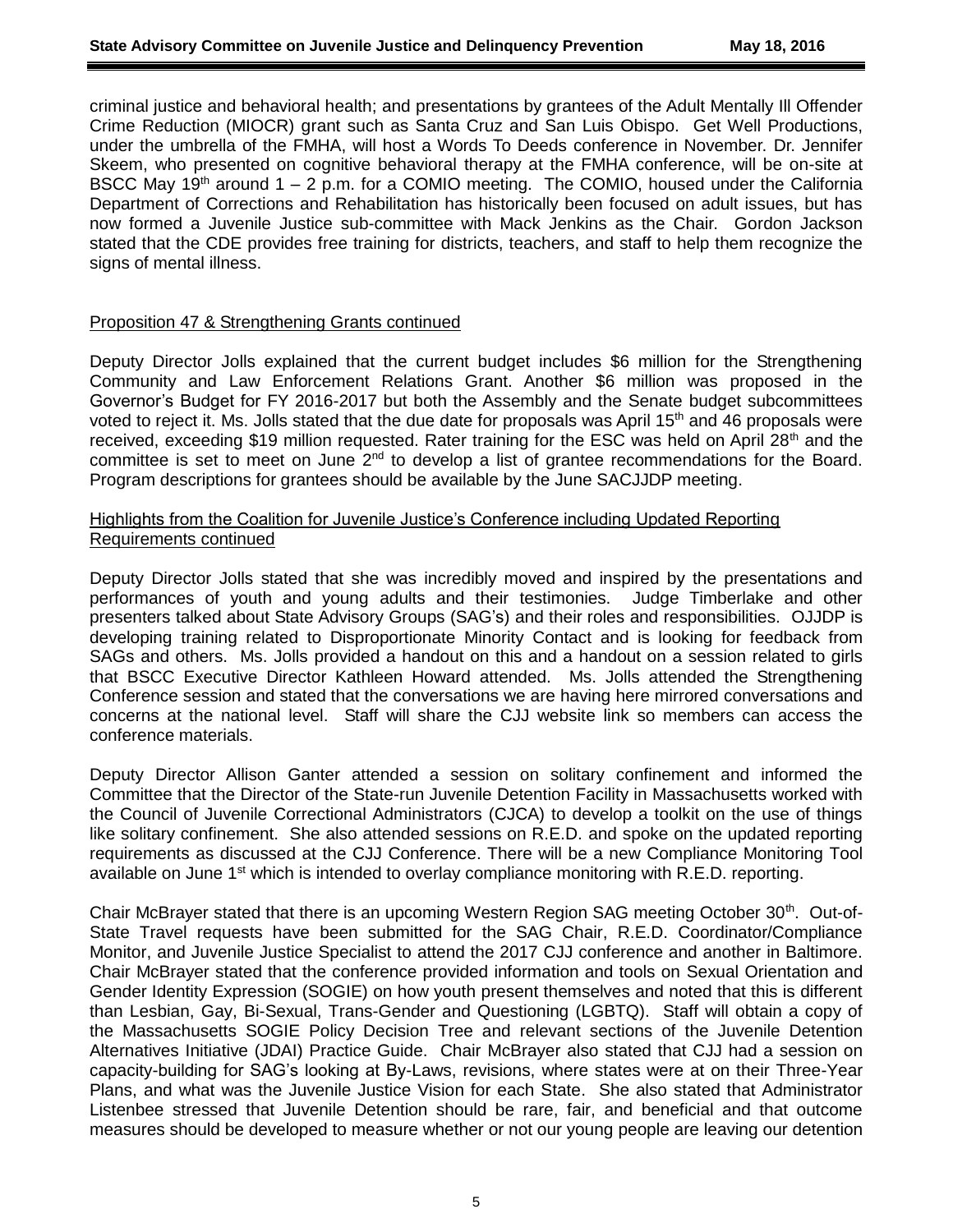criminal justice and behavioral health; and presentations by grantees of the Adult Mentally Ill Offender Crime Reduction (MIOCR) grant such as Santa Cruz and San Luis Obispo. Get Well Productions, under the umbrella of the FMHA, will host a Words To Deeds conference in November. Dr. Jennifer Skeem, who presented on cognitive behavioral therapy at the FMHA conference, will be on-site at BSCC May 19th around 1 – 2 p.m. for a COMIO meeting. The COMIO, housed under the California Department of Corrections and Rehabilitation has historically been focused on adult issues, but has now formed a Juvenile Justice sub-committee with Mack Jenkins as the Chair. Gordon Jackson stated that the CDE provides free training for districts, teachers, and staff to help them recognize the signs of mental illness.

Proposition 47 & Strengthening Grants continued

Deputy Director Jolls explained that the current budget includes $6 million for the Strengthening Community and Law Enforcement Relations Grant. Another $6 million was proposed in the Governor's Budget for FY 2016-2017 but both the Assembly and the Senate budget subcommittees voted to reject it. Ms. Jolls stated that the due date for proposals was April 15th and 46 proposals were received, exceeding $19 million requested. Rater training for the ESC was held on April 28th and the committee is set to meet on June 2nd to develop a list of grantee recommendations for the Board. Program descriptions for grantees should be available by the June SACJJDP meeting.

Highlights from the Coalition for Juvenile Justice's Conference including Updated Reporting Requirements continued

Deputy Director Jolls stated that she was incredibly moved and inspired by the presentations and performances of youth and young adults and their testimonies. Judge Timberlake and other presenters talked about State Advisory Groups (SAG's) and their roles and responsibilities. OJJDP is developing training related to Disproportionate Minority Contact and is looking for feedback from SAGs and others. Ms. Jolls provided a handout on this and a handout on a session related to girls that BSCC Executive Director Kathleen Howard attended. Ms. Jolls attended the Strengthening Conference session and stated that the conversations we are having here mirrored conversations and concerns at the national level. Staff will share the CJJ website link so members can access the conference materials.

Deputy Director Allison Ganter attended a session on solitary confinement and informed the Committee that the Director of the State-run Juvenile Detention Facility in Massachusetts worked with the Council of Juvenile Correctional Administrators (CJCA) to develop a toolkit on the use of things like solitary confinement. She also attended sessions on R.E.D. and spoke on the updated reporting requirements as discussed at the CJJ Conference. There will be a new Compliance Monitoring Tool available on June 1st which is intended to overlay compliance monitoring with R.E.D. reporting.

Chair McBrayer stated that there is an upcoming Western Region SAG meeting October 30th. Out-of-State Travel requests have been submitted for the SAG Chair, R.E.D. Coordinator/Compliance Monitor, and Juvenile Justice Specialist to attend the 2017 CJJ conference and another in Baltimore. Chair McBrayer stated that the conference provided information and tools on Sexual Orientation and Gender Identity Expression (SOGIE) on how youth present themselves and noted that this is different than Lesbian, Gay, Bi-Sexual, Trans-Gender and Questioning (LGBTQ). Staff will obtain a copy of the Massachusetts SOGIE Policy Decision Tree and relevant sections of the Juvenile Detention Alternatives Initiative (JDAI) Practice Guide. Chair McBrayer also stated that CJJ had a session on capacity-building for SAG's looking at By-Laws, revisions, where states were at on their Three-Year Plans, and what was the Juvenile Justice Vision for each State. She also stated that Administrator Listenbee stressed that Juvenile Detention should be rare, fair, and beneficial and that outcome measures should be developed to measure whether or not our young people are leaving our detention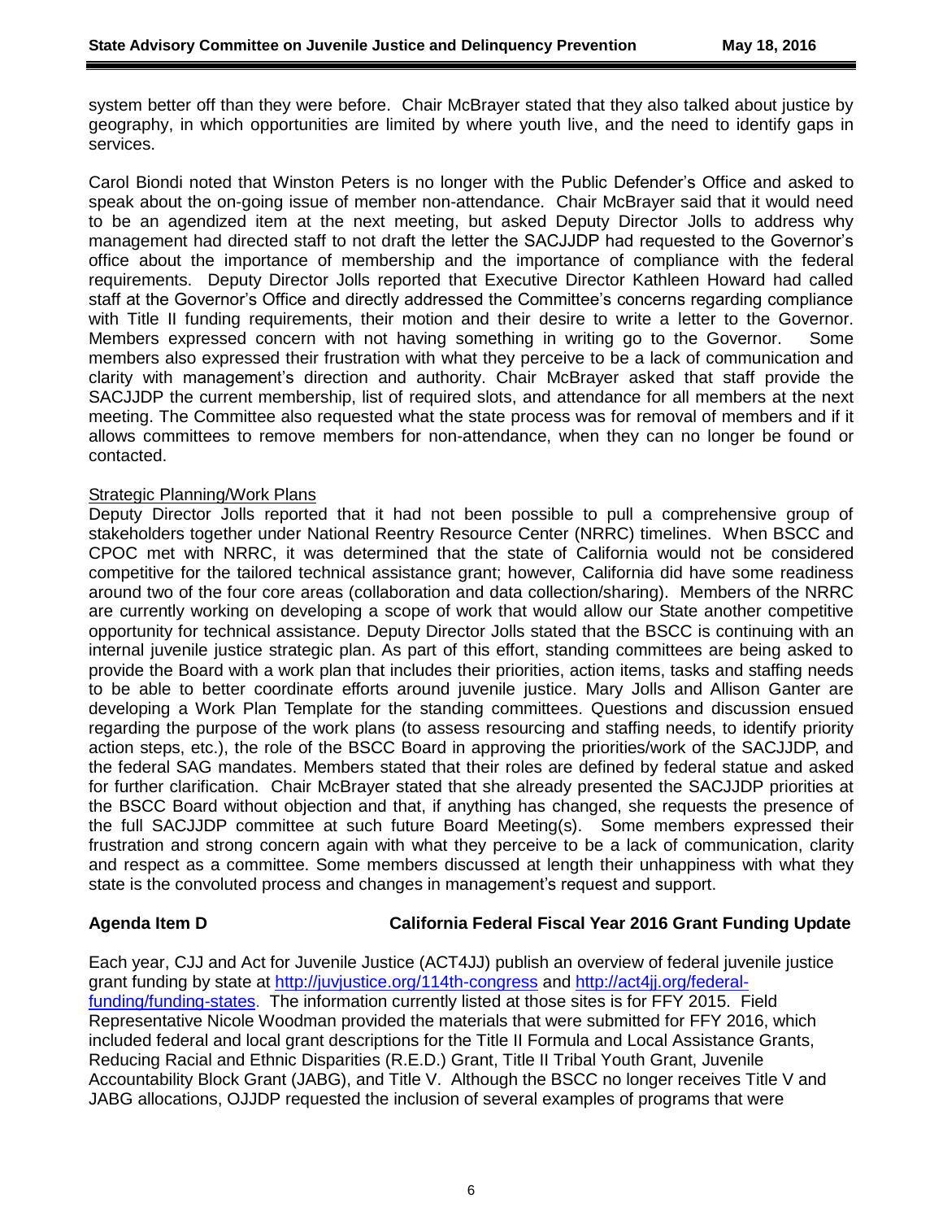system better off than they were before. Chair McBrayer stated that they also talked about justice by geography, in which opportunities are limited by where youth live, and the need to identify gaps in services.

Carol Biondi noted that Winston Peters is no longer with the Public Defender's Office and asked to speak about the on-going issue of member non-attendance. Chair McBrayer said that it would need to be an agendized item at the next meeting, but asked Deputy Director Jolls to address why management had directed staff to not draft the letter the SACJJDP had requested to the Governor's office about the importance of membership and the importance of compliance with the federal requirements. Deputy Director Jolls reported that Executive Director Kathleen Howard had called staff at the Governor's Office and directly addressed the Committee's concerns regarding compliance with Title II funding requirements, their motion and their desire to write a letter to the Governor. Members expressed concern with not having something in writing go to the Governor. Some members also expressed their frustration with what they perceive to be a lack of communication and clarity with management's direction and authority. Chair McBrayer asked that staff provide the SACJJDP the current membership, list of required slots, and attendance for all members at the next meeting. The Committee also requested what the state process was for removal of members and if it allows committees to remove members for non-attendance, when they can no longer be found or contacted.

Strategic Planning/Work Plans

Deputy Director Jolls reported that it had not been possible to pull a comprehensive group of stakeholders together under National Reentry Resource Center (NRRC) timelines. When BSCC and CPOC met with NRRC, it was determined that the state of California would not be considered competitive for the tailored technical assistance grant; however, California did have some readiness around two of the four core areas (collaboration and data collection/sharing). Members of the NRRC are currently working on developing a scope of work that would allow our State another competitive opportunity for technical assistance. Deputy Director Jolls stated that the BSCC is continuing with an internal juvenile justice strategic plan. As part of this effort, standing committees are being asked to provide the Board with a work plan that includes their priorities, action items, tasks and staffing needs to be able to better coordinate efforts around juvenile justice. Mary Jolls and Allison Ganter are developing a Work Plan Template for the standing committees. Questions and discussion ensued regarding the purpose of the work plans (to assess resourcing and staffing needs, to identify priority action steps, etc.), the role of the BSCC Board in approving the priorities/work of the SACJJDP, and the federal SAG mandates. Members stated that their roles are defined by federal statue and asked for further clarification. Chair McBrayer stated that she already presented the SACJJDP priorities at the BSCC Board without objection and that, if anything has changed, she requests the presence of the full SACJJDP committee at such future Board Meeting(s). Some members expressed their frustration and strong concern again with what they perceive to be a lack of communication, clarity and respect as a committee. Some members discussed at length their unhappiness with what they state is the convoluted process and changes in management's request and support.

**Agenda Item D California Federal Fiscal Year 2016 Grant Funding Update**

Each year, CJJ and Act for Juvenile Justice (ACT4JJ) publish an overview of federal juvenile justice grant funding by state at http://juvjustice.org/114th-congress and http://act4jj.org/federal-funding/funding-states. The information currently listed at those sites is for FFY 2015. Field Representative Nicole Woodman provided the materials that were submitted for FFY 2016, which included federal and local grant descriptions for the Title II Formula and Local Assistance Grants, Reducing Racial and Ethnic Disparities (R.E.D.) Grant, Title II Tribal Youth Grant, Juvenile Accountability Block Grant (JABG), and Title V. Although the BSCC no longer receives Title V and JABG allocations, OJJDP requested the inclusion of several examples of programs that were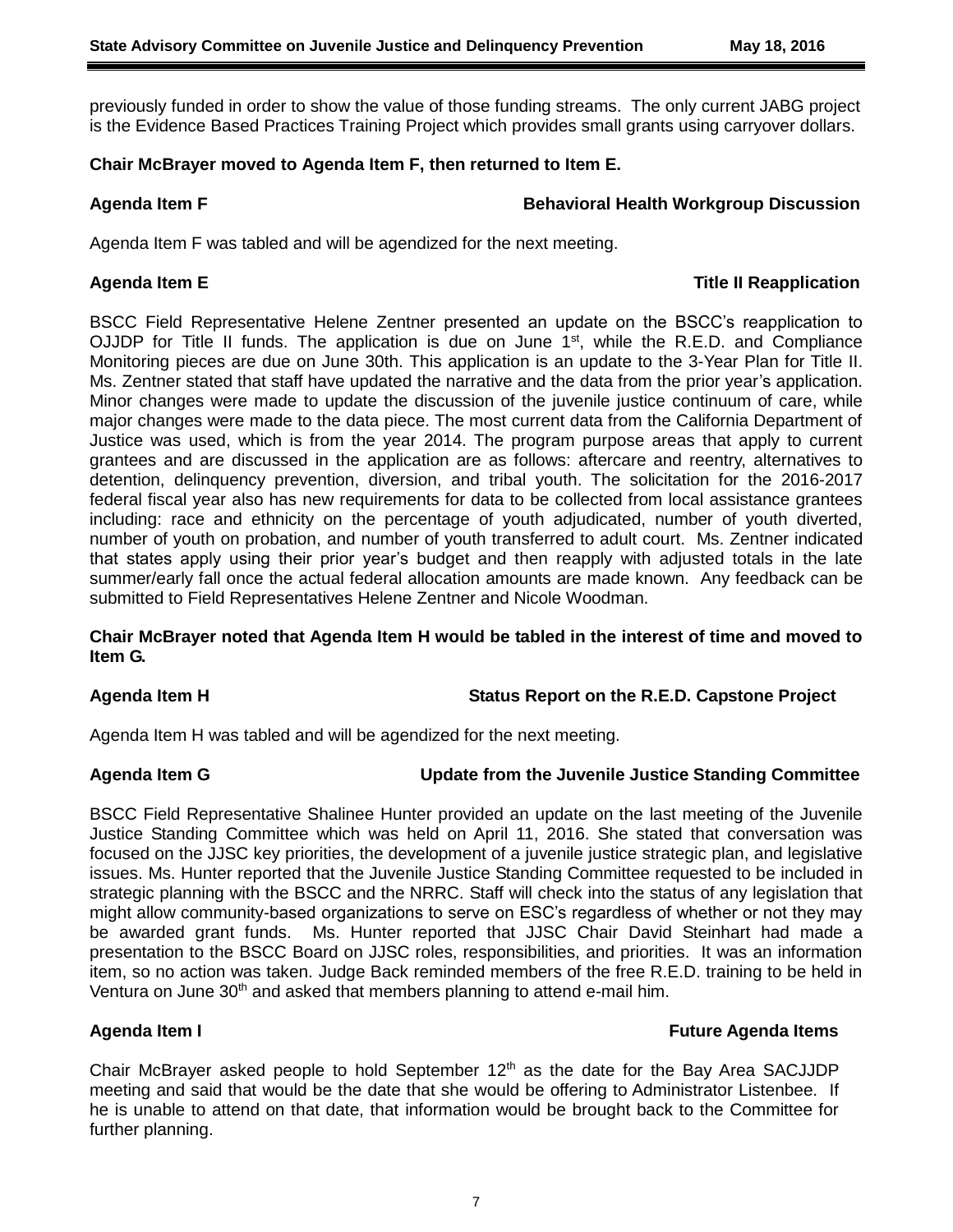previously funded in order to show the value of those funding streams. The only current JABG project is the Evidence Based Practices Training Project which provides small grants using carryover dollars.

**Chair McBrayer moved to Agenda Item F, then returned to Item E.**

**Agenda Item F — Behavioral Health Workgroup Discussion**

Agenda Item F was tabled and will be agendized for the next meeting.

**Agenda Item E — Title II Reapplication**

BSCC Field Representative Helene Zentner presented an update on the BSCC's reapplication to OJJDP for Title II funds. The application is due on June 1st, while the R.E.D. and Compliance Monitoring pieces are due on June 30th. This application is an update to the 3-Year Plan for Title II. Ms. Zentner stated that staff have updated the narrative and the data from the prior year's application. Minor changes were made to update the discussion of the juvenile justice continuum of care, while major changes were made to the data piece. The most current data from the California Department of Justice was used, which is from the year 2014. The program purpose areas that apply to current grantees and are discussed in the application are as follows: aftercare and reentry, alternatives to detention, delinquency prevention, diversion, and tribal youth. The solicitation for the 2016-2017 federal fiscal year also has new requirements for data to be collected from local assistance grantees including: race and ethnicity on the percentage of youth adjudicated, number of youth diverted, number of youth on probation, and number of youth transferred to adult court. Ms. Zentner indicated that states apply using their prior year's budget and then reapply with adjusted totals in the late summer/early fall once the actual federal allocation amounts are made known. Any feedback can be submitted to Field Representatives Helene Zentner and Nicole Woodman.

**Chair McBrayer noted that Agenda Item H would be tabled in the interest of time and moved to Item G.**

**Agenda Item H — Status Report on the R.E.D. Capstone Project**

Agenda Item H was tabled and will be agendized for the next meeting.

**Agenda Item G — Update from the Juvenile Justice Standing Committee**

BSCC Field Representative Shalinee Hunter provided an update on the last meeting of the Juvenile Justice Standing Committee which was held on April 11, 2016. She stated that conversation was focused on the JJSC key priorities, the development of a juvenile justice strategic plan, and legislative issues. Ms. Hunter reported that the Juvenile Justice Standing Committee requested to be included in strategic planning with the BSCC and the NRRC. Staff will check into the status of any legislation that might allow community-based organizations to serve on ESC's regardless of whether or not they may be awarded grant funds. Ms. Hunter reported that JJSC Chair David Steinhart had made a presentation to the BSCC Board on JJSC roles, responsibilities, and priorities. It was an information item, so no action was taken. Judge Back reminded members of the free R.E.D. training to be held in Ventura on June 30th and asked that members planning to attend e-mail him.

**Agenda Item I — Future Agenda Items**

Chair McBrayer asked people to hold September 12th as the date for the Bay Area SACJJDP meeting and said that would be the date that she would be offering to Administrator Listenbee. If he is unable to attend on that date, that information would be brought back to the Committee for further planning.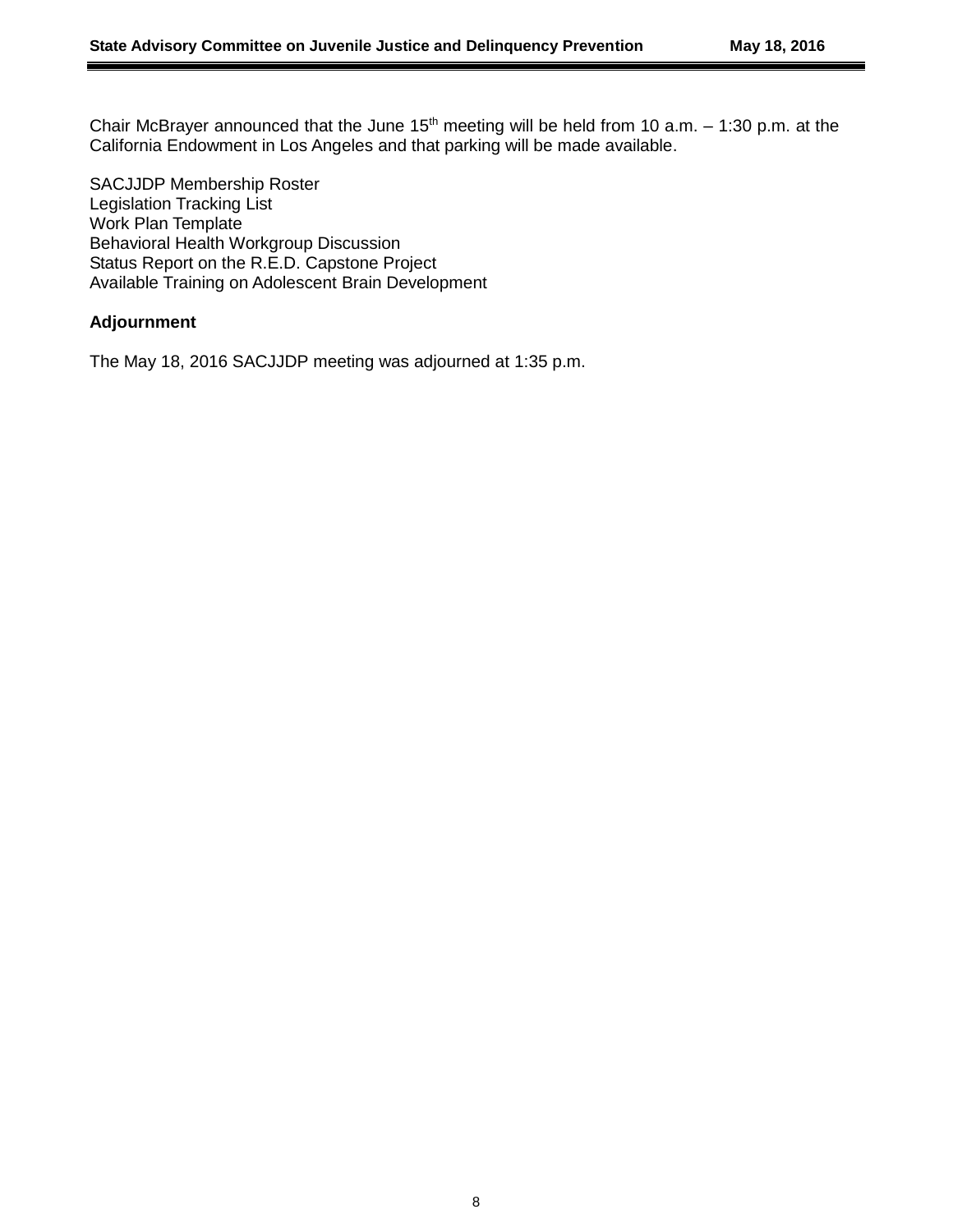Chair McBrayer announced that the June 15th meeting will be held from 10 a.m. – 1:30 p.m. at the California Endowment in Los Angeles and that parking will be made available.

SACJJDP Membership Roster
Legislation Tracking List
Work Plan Template
Behavioral Health Workgroup Discussion
Status Report on the R.E.D. Capstone Project
Available Training on Adolescent Brain Development

**Adjournment**

The May 18, 2016 SACJJDP meeting was adjourned at 1:35 p.m.